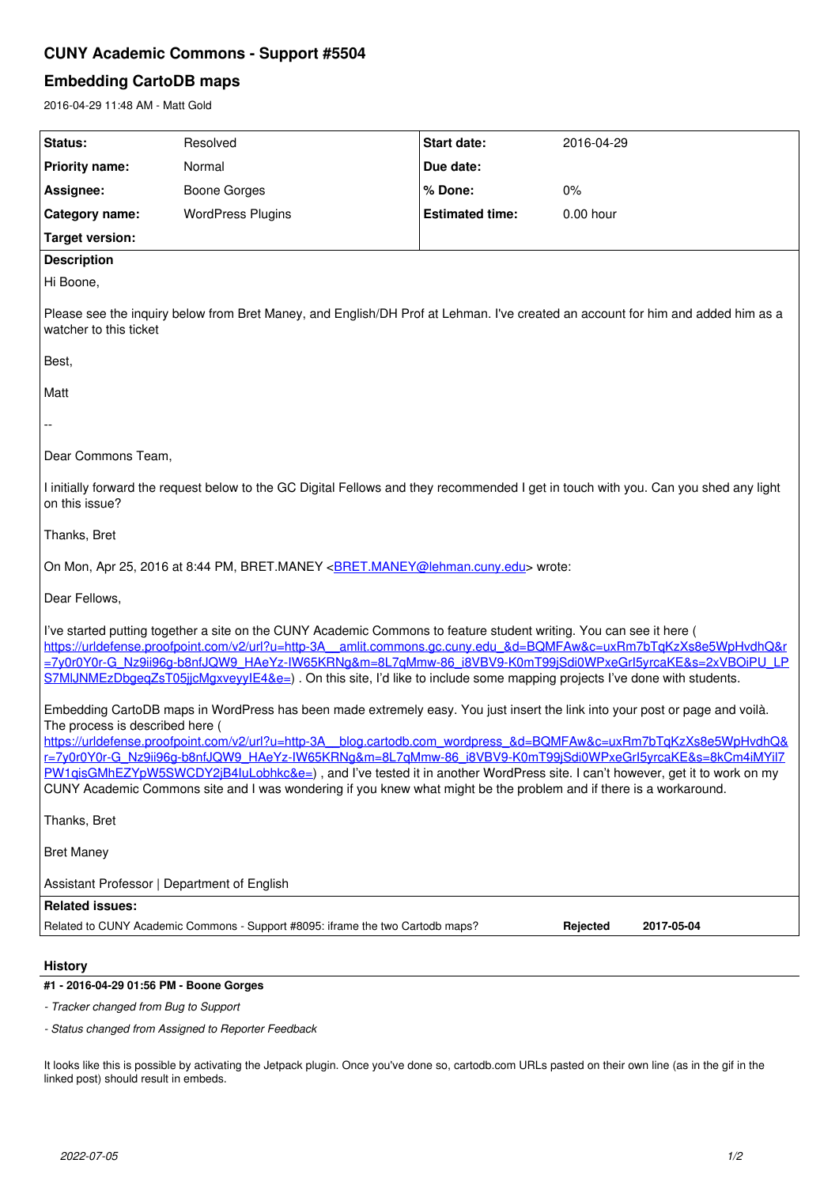# CUNY Academic Commons - Support #5504

## Embedding CartoDB maps

2016-04-29 11:48 AM - Matt Gold

| Status: | Resolved | Start date: | 2016-04-29 |
|---|---|---|---|
| Priority name: | Normal | Due date: | |
| Assignee: | Boone Gorges | % Done: | 0% |
| Category name: | WordPress Plugins | Estimated time: | 0.00 hour |
| Target version: | | | |

**Description**

Hi Boone,

Please see the inquiry below from Bret Maney, and English/DH Prof at Lehman. I've created an account for him and added him as a watcher to this ticket

Best,

Matt

--

Dear Commons Team,

I initially forward the request below to the GC Digital Fellows and they recommended I get in touch with you. Can you shed any light on this issue?

Thanks, Bret

On Mon, Apr 25, 2016 at 8:44 PM, BRET.MANEY <BRET.MANEY@lehman.cuny.edu> wrote:

Dear Fellows,

I've started putting together a site on the CUNY Academic Commons to feature student writing. You can see it here ( https://urldefense.proofpoint.com/v2/url?u=http-3A__amlit.commons.gc.cuny.edu_&d=BQMFAw&c=uxRm7bTqKzXs8e5WpHvdhQ&r=7y0r0Y0r-G_Nz9ii96g-b8nfJQW9_HAeYz-IW65KRNg&m=8L7qMmw-86_i8VBV9-K0mT99jSdi0WPxeGrI5yrcaKE&s=2xVBOiPU_LPS7MlJNMEzDbgeqZsT05jjcMgxveyyIE4&e=) . On this site, I'd like to include some mapping projects I've done with students.

Embedding CartoDB maps in WordPress has been made extremely easy. You just insert the link into your post or page and voilà. The process is described here ( https://urldefense.proofpoint.com/v2/url?u=http-3A__blog.cartodb.com_wordpress_&d=BQMFAw&c=uxRm7bTqKzXs8e5WpHvdhQ&r=7y0r0Y0r-G_Nz9ii96g-b8nfJQW9_HAeYz-IW65KRNg&m=8L7qMmw-86_i8VBV9-K0mT99jSdi0WPxeGrI5yrcaKE&s=8kCm4iMYiI7PW1qisGMhEZYpW5SWCDY2jB4IuLobhkc&e=) , and I've tested it in another WordPress site. I can't however, get it to work on my CUNY Academic Commons site and I was wondering if you knew what might be the problem and if there is a workaround.

Thanks, Bret

Bret Maney

Assistant Professor | Department of English

**Related issues:**

| Related to CUNY Academic Commons - Support #8095: iframe the two Cartodb maps? | Rejected | 2017-05-04 |
|---|---|---|

## History

**#1 - 2016-04-29 01:56 PM - Boone Gorges**

- *Tracker changed from Bug to Support*
- *Status changed from Assigned to Reporter Feedback*

It looks like this is possible by activating the Jetpack plugin. Once you've done so, cartodb.com URLs pasted on their own line (as in the gif in the linked post) should result in embeds.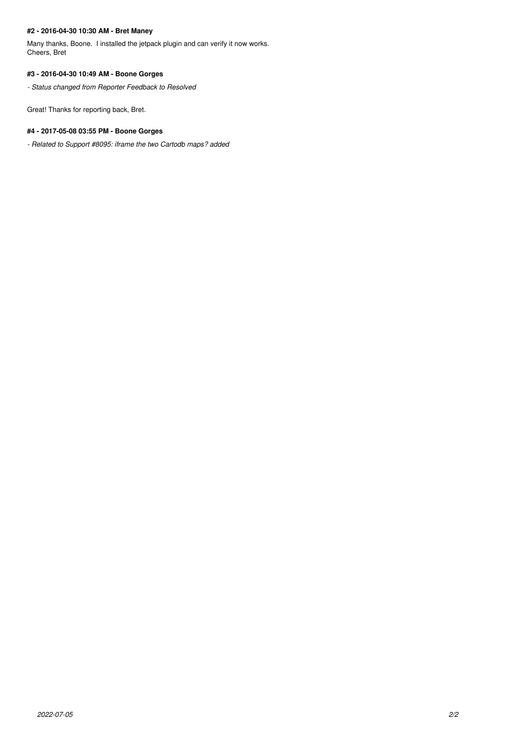#### #2 - 2016-04-30 10:30 AM - Bret Maney

Many thanks, Boone.  I installed the jetpack plugin and can verify it now works.
Cheers, Bret

#### #3 - 2016-04-30 10:49 AM - Boone Gorges

*- Status changed from Reporter Feedback to Resolved*

Great! Thanks for reporting back, Bret.

#### #4 - 2017-05-08 03:55 PM - Boone Gorges

*- Related to Support #8095: iframe the two Cartodb maps? added*